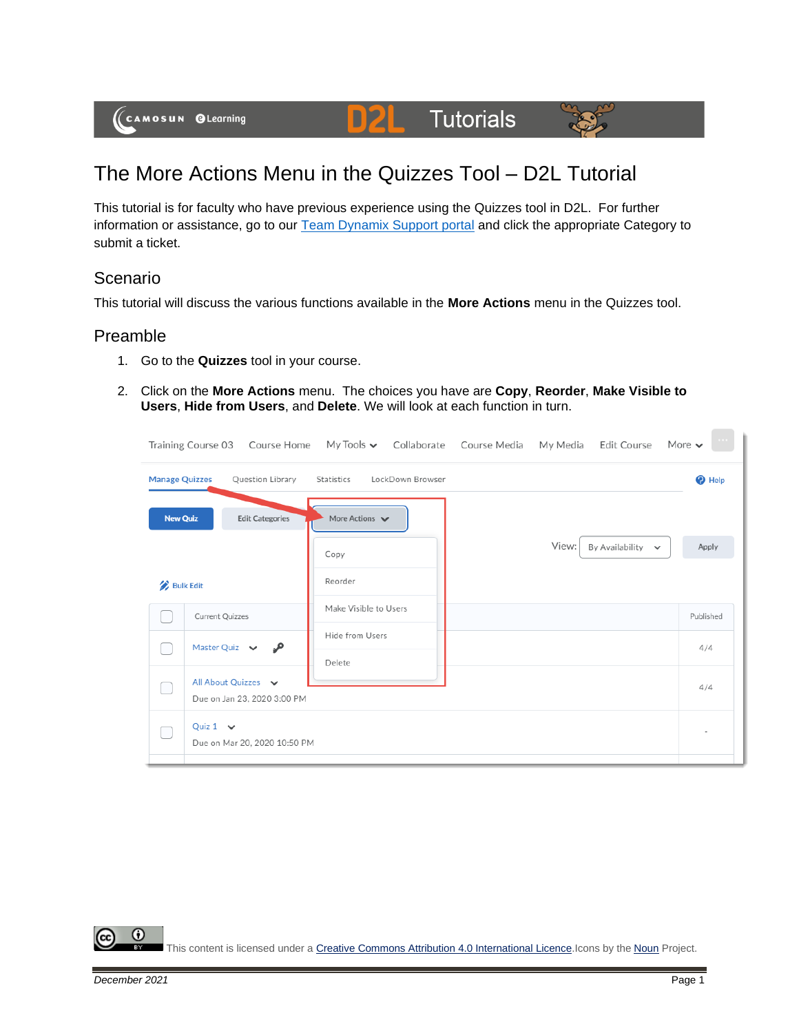# The More Actions Menu in the Quizzes Tool – D2L Tutorial

This tutorial is for faculty who have previous experience using the Quizzes tool in D2L. For further information or assistance, go to our Team Dynamix Support portal and click the appropriate Category to submit a ticket.

## Scenario

This tutorial will discuss the various functions available in the **More Actions** menu in the Quizzes tool.

## Preamble

1. Go to the **Quizzes** tool in your course.
2. Click on the **More Actions** menu. The choices you have are **Copy**, **Reorder**, **Make Visible to Users**, **Hide from Users**, and **Delete**. We will look at each function in turn.

This content is licensed under a Creative Commons Attribution 4.0 International Licence. Icons by the Noun Project.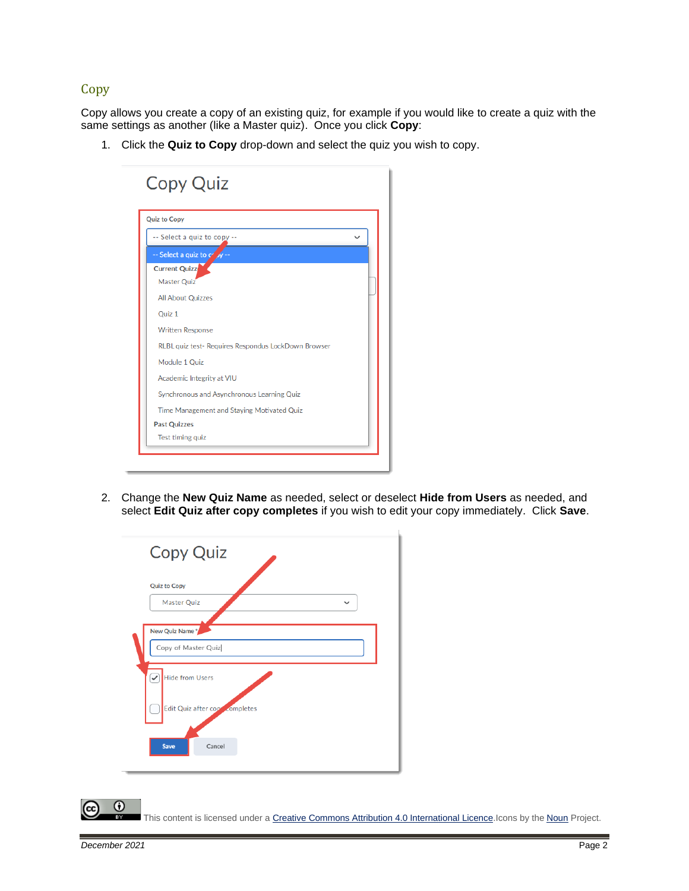## Copy

Copy allows you create a copy of an existing quiz, for example if you would like to create a quiz with the same settings as another (like a Master quiz). Once you click **Copy**:

1. Click the **Quiz to Copy** drop-down and select the quiz you wish to copy.

2. Change the **New Quiz Name** as needed, select or deselect **Hide from Users** as needed, and select **Edit Quiz after copy completes** if you wish to edit your copy immediately. Click **Save**.

This content is licensed under a Creative Commons Attribution 4.0 International Licence. Icons by the Noun Project.

*December 2021*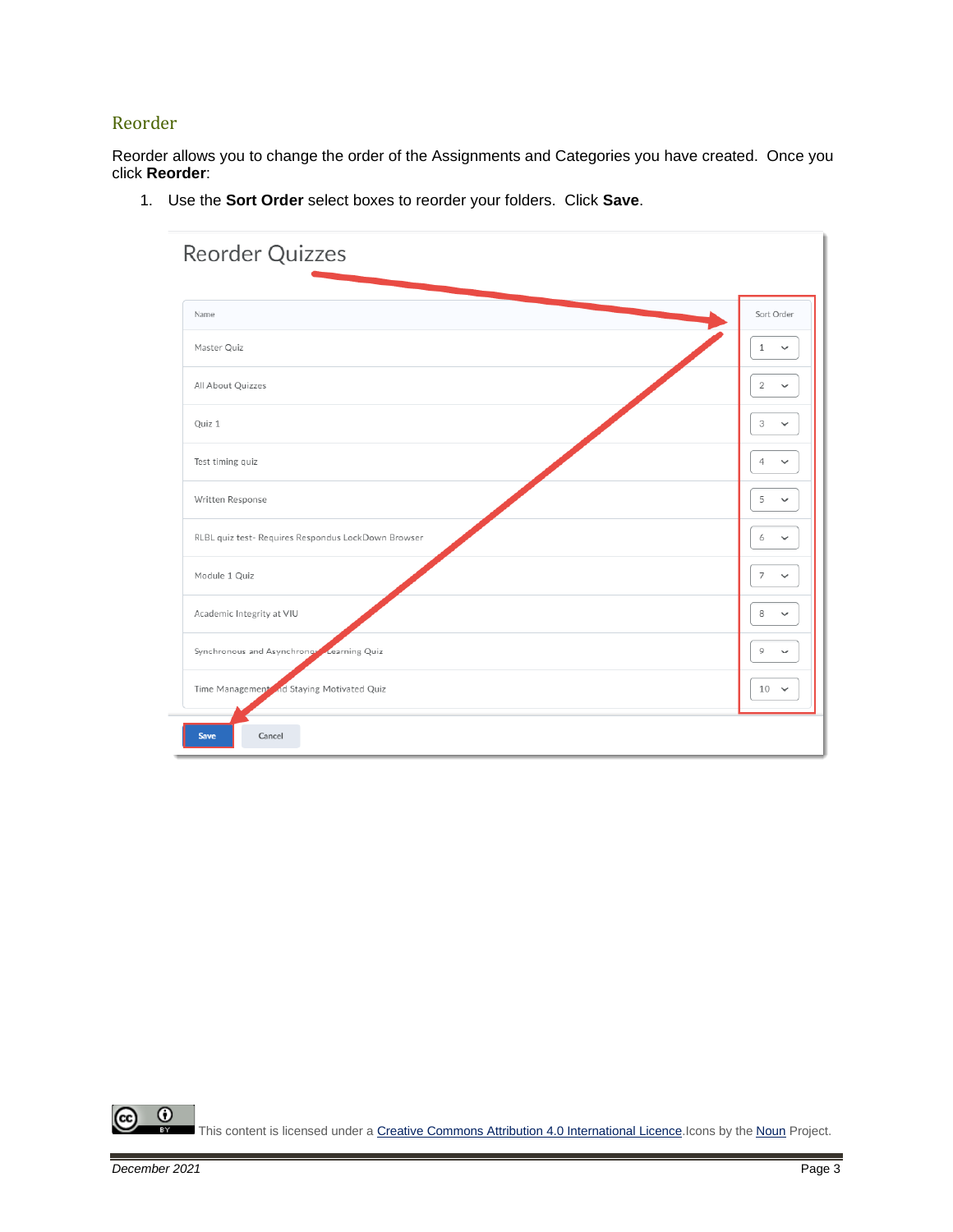## Reorder

Reorder allows you to change the order of the Assignments and Categories you have created. Once you click **Reorder**:

1. Use the **Sort Order** select boxes to reorder your folders. Click **Save**.

### Reorder Quizzes

| Name | Sort Order |
|---|---|
| Master Quiz | 1 |
| All About Quizzes | 2 |
| Quiz 1 | 3 |
| Test timing quiz | 4 |
| Written Response | 5 |
| RLBL quiz test- Requires Respondus LockDown Browser | 6 |
| Module 1 Quiz | 7 |
| Academic Integrity at VIU | 8 |
| Synchronous and Asynchronous Learning Quiz | 9 |
| Time Management and Staying Motivated Quiz | 10 |

Save Cancel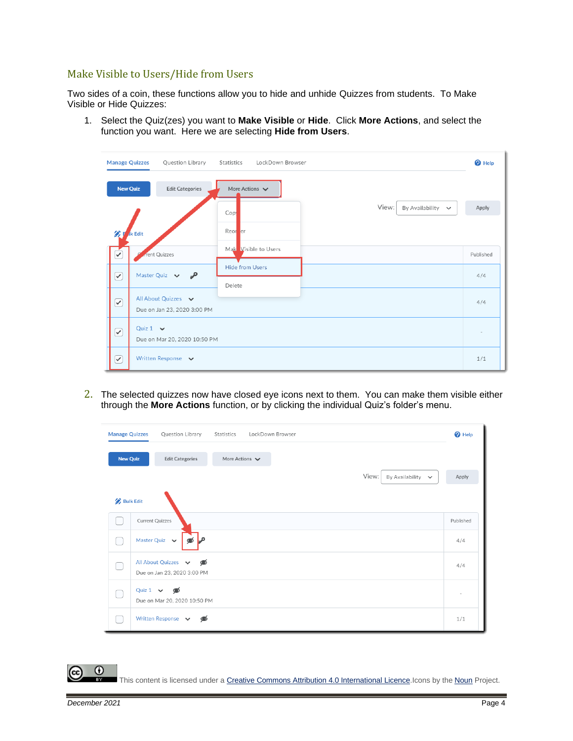## Make Visible to Users/Hide from Users

Two sides of a coin, these functions allow you to hide and unhide Quizzes from students. To Make Visible or Hide Quizzes:

1. Select the Quiz(zes) you want to **Make Visible** or **Hide**. Click **More Actions**, and select the function you want. Here we are selecting **Hide from Users**.

2. The selected quizzes now have closed eye icons next to them. You can make them visible either through the **More Actions** function, or by clicking the individual Quiz's folder's menu.

This content is licensed under a Creative Commons Attribution 4.0 International Licence. Icons by the Noun Project.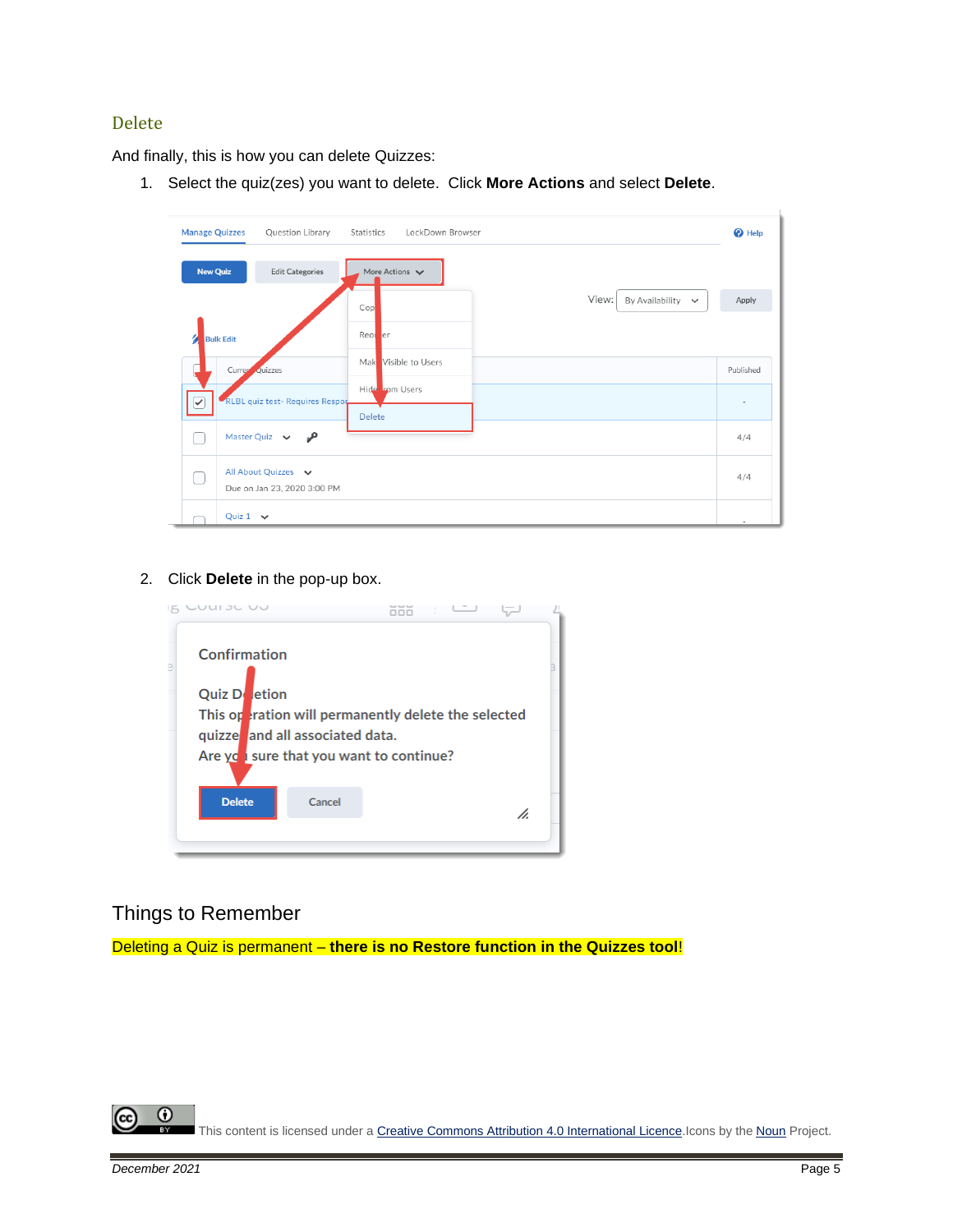## Delete

And finally, this is how you can delete Quizzes:

1. Select the quiz(zes) you want to delete. Click **More Actions** and select **Delete**.

2. Click **Delete** in the pop-up box.

## Things to Remember

Deleting a Quiz is permanent – **there is no Restore function in the Quizzes tool**!

This content is licensed under a Creative Commons Attribution 4.0 International Licence. Icons by the Noun Project.

*December 2021*